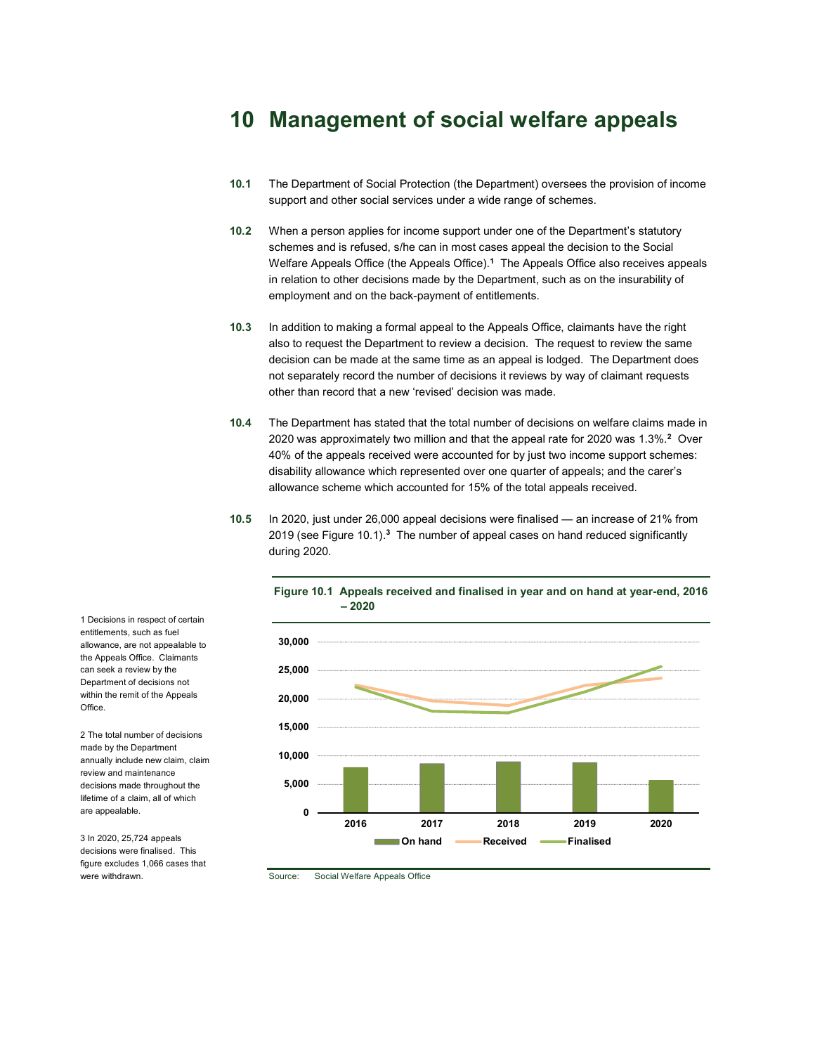# 10 Management of social welfare appeals

**10.1** The Department of Social Protection (the Department) oversees the provision of income support and other social services under a wide range of schemes.

**10.2** When a person applies for income support under one of the Department's statutory schemes and is refused, s/he can in most cases appeal the decision to the Social Welfare Appeals Office (the Appeals Office).[1] The Appeals Office also receives appeals in relation to other decisions made by the Department, such as on the insurability of employment and on the back-payment of entitlements.

**10.3** In addition to making a formal appeal to the Appeals Office, claimants have the right also to request the Department to review a decision. The request to review the same decision can be made at the same time as an appeal is lodged. The Department does not separately record the number of decisions it reviews by way of claimant requests other than record that a new 'revised' decision was made.

**10.4** The Department has stated that the total number of decisions on welfare claims made in 2020 was approximately two million and that the appeal rate for 2020 was 1.3%.[2] Over 40% of the appeals received were accounted for by just two income support schemes: disability allowance which represented over one quarter of appeals; and the carer's allowance scheme which accounted for 15% of the total appeals received.

**10.5** In 2020, just under 26,000 appeal decisions were finalised — an increase of 21% from 2019 (see Figure 10.1).[3] The number of appeal cases on hand reduced significantly during 2020.

**Figure 10.1 Appeals received and finalised in year and on hand at year-end, 2016 – 2020**

Source: Social Welfare Appeals Office

1 Decisions in respect of certain entitlements, such as fuel allowance, are not appealable to the Appeals Office. Claimants can seek a review by the Department of decisions not within the remit of the Appeals Office.

2 The total number of decisions made by the Department annually include new claim, claim review and maintenance decisions made throughout the lifetime of a claim, all of which are appealable.

3 In 2020, 25,724 appeals decisions were finalised. This figure excludes 1,066 cases that were withdrawn.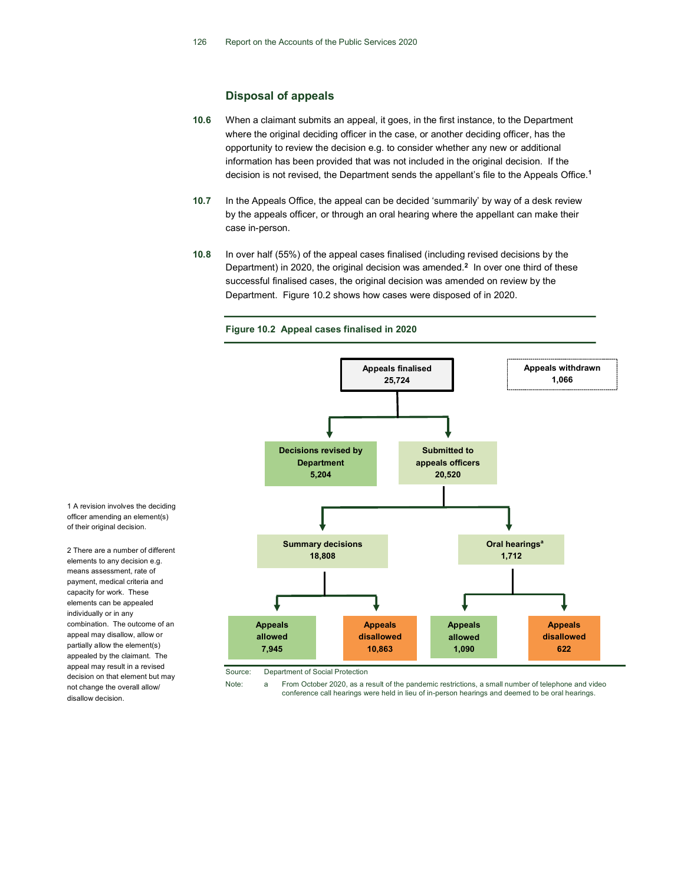## Disposal of appeals

**10.6** When a claimant submits an appeal, it goes, in the first instance, to the Department where the original deciding officer in the case, or another deciding officer, has the opportunity to review the decision e.g. to consider whether any new or additional information has been provided that was not included in the original decision. If the decision is not revised, the Department sends the appellant's file to the Appeals Office.[1]

**10.7** In the Appeals Office, the appeal can be decided 'summarily' by way of a desk review by the appeals officer, or through an oral hearing where the appellant can make their case in-person.

**10.8** In over half (55%) of the appeal cases finalised (including revised decisions by the Department) in 2020, the original decision was amended.[2] In over one third of these successful finalised cases, the original decision was amended on review by the Department. Figure 10.2 shows how cases were disposed of in 2020.

1 A revision involves the deciding officer amending an element(s) of their original decision.

2 There are a number of different elements to any decision e.g. means assessment, rate of payment, medical criteria and capacity for work. These elements can be appealed individually or in any combination. The outcome of an appeal may disallow, allow or partially allow the element(s) appealed by the claimant. The appeal may result in a revised decision on that element but may not change the overall allow/ disallow decision.

**Figure 10.2 Appeal cases finalised in 2020**

- **Appeals finalised 25,724**
  - **Decisions revised by Department 5,204**
  - **Submitted to appeals officers 20,520**
    - **Summary decisions 18,808**
      - **Appeals allowed 7,945**
      - **Appeals disallowed 10,863**
    - **Oral hearings[a] 1,712**
      - **Appeals allowed 1,090**
      - **Appeals disallowed 622**

**Appeals withdrawn 1,066**

Source: Department of Social Protection

Note: a From October 2020, as a result of the pandemic restrictions, a small number of telephone and video conference call hearings were held in lieu of in-person hearings and deemed to be oral hearings.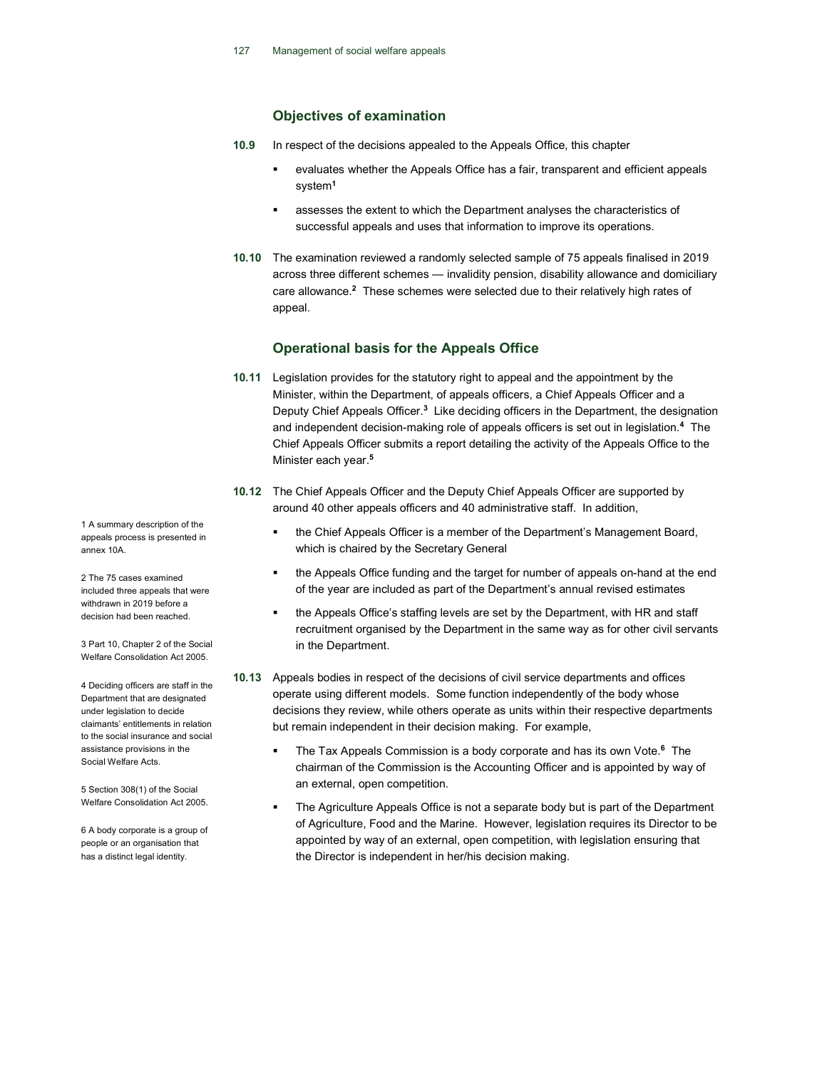## Objectives of examination

**10.9** In respect of the decisions appealed to the Appeals Office, this chapter

- evaluates whether the Appeals Office has a fair, transparent and efficient appeals system[1]
- assesses the extent to which the Department analyses the characteristics of successful appeals and uses that information to improve its operations.

**10.10** The examination reviewed a randomly selected sample of 75 appeals finalised in 2019 across three different schemes — invalidity pension, disability allowance and domiciliary care allowance.[2] These schemes were selected due to their relatively high rates of appeal.

## Operational basis for the Appeals Office

**10.11** Legislation provides for the statutory right to appeal and the appointment by the Minister, within the Department, of appeals officers, a Chief Appeals Officer and a Deputy Chief Appeals Officer.[3] Like deciding officers in the Department, the designation and independent decision-making role of appeals officers is set out in legislation.[4] The Chief Appeals Officer submits a report detailing the activity of the Appeals Office to the Minister each year.[5]

**10.12** The Chief Appeals Officer and the Deputy Chief Appeals Officer are supported by around 40 other appeals officers and 40 administrative staff. In addition,

- the Chief Appeals Officer is a member of the Department's Management Board, which is chaired by the Secretary General
- the Appeals Office funding and the target for number of appeals on-hand at the end of the year are included as part of the Department's annual revised estimates
- the Appeals Office's staffing levels are set by the Department, with HR and staff recruitment organised by the Department in the same way as for other civil servants in the Department.

**10.13** Appeals bodies in respect of the decisions of civil service departments and offices operate using different models. Some function independently of the body whose decisions they review, while others operate as units within their respective departments but remain independent in their decision making. For example,

- The Tax Appeals Commission is a body corporate and has its own Vote.[6] The chairman of the Commission is the Accounting Officer and is appointed by way of an external, open competition.
- The Agriculture Appeals Office is not a separate body but is part of the Department of Agriculture, Food and the Marine. However, legislation requires its Director to be appointed by way of an external, open competition, with legislation ensuring that the Director is independent in her/his decision making.

1 A summary description of the appeals process is presented in annex 10A.

2 The 75 cases examined included three appeals that were withdrawn in 2019 before a decision had been reached.

3 Part 10, Chapter 2 of the Social Welfare Consolidation Act 2005.

4 Deciding officers are staff in the Department that are designated under legislation to decide claimants' entitlements in relation to the social insurance and social assistance provisions in the Social Welfare Acts.

5 Section 308(1) of the Social Welfare Consolidation Act 2005.

6 A body corporate is a group of people or an organisation that has a distinct legal identity.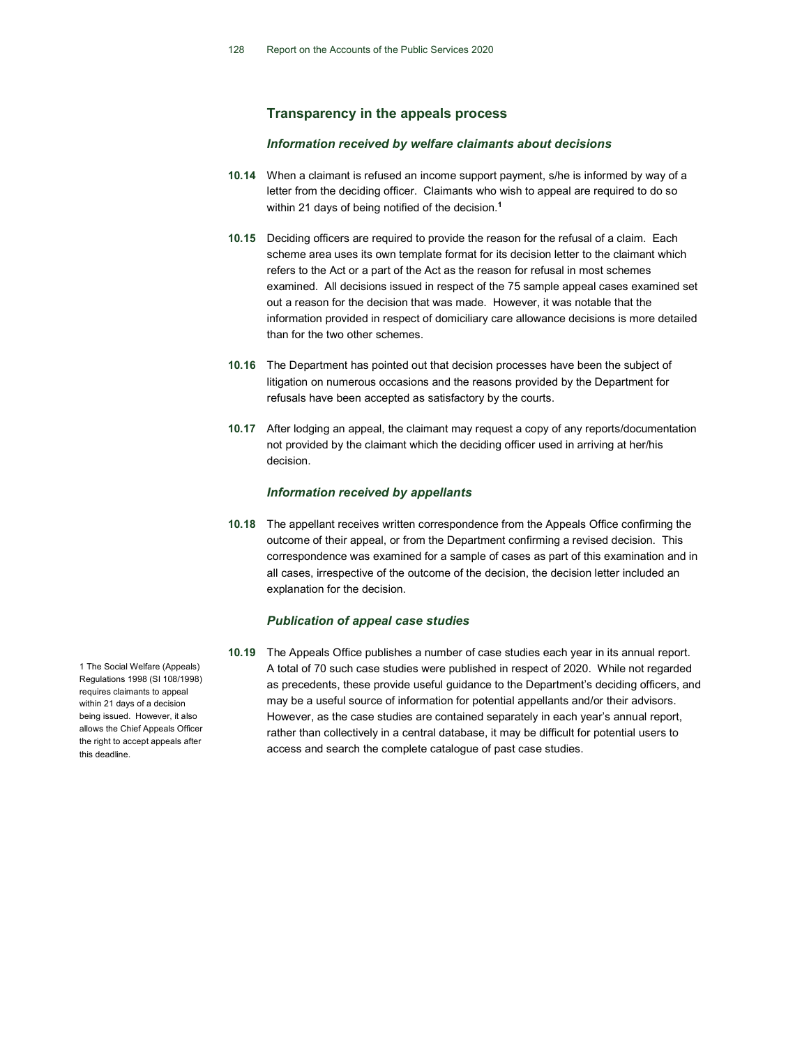## Transparency in the appeals process

### *Information received by welfare claimants about decisions*

**10.14** When a claimant is refused an income support payment, s/he is informed by way of a letter from the deciding officer. Claimants who wish to appeal are required to do so within 21 days of being notified of the decision.[1]

**10.15** Deciding officers are required to provide the reason for the refusal of a claim. Each scheme area uses its own template format for its decision letter to the claimant which refers to the Act or a part of the Act as the reason for refusal in most schemes examined. All decisions issued in respect of the 75 sample appeal cases examined set out a reason for the decision that was made. However, it was notable that the information provided in respect of domiciliary care allowance decisions is more detailed than for the two other schemes.

**10.16** The Department has pointed out that decision processes have been the subject of litigation on numerous occasions and the reasons provided by the Department for refusals have been accepted as satisfactory by the courts.

**10.17** After lodging an appeal, the claimant may request a copy of any reports/documentation not provided by the claimant which the deciding officer used in arriving at her/his decision.

### *Information received by appellants*

**10.18** The appellant receives written correspondence from the Appeals Office confirming the outcome of their appeal, or from the Department confirming a revised decision. This correspondence was examined for a sample of cases as part of this examination and in all cases, irrespective of the outcome of the decision, the decision letter included an explanation for the decision.

### *Publication of appeal case studies*

**10.19** The Appeals Office publishes a number of case studies each year in its annual report. A total of 70 such case studies were published in respect of 2020. While not regarded as precedents, these provide useful guidance to the Department's deciding officers, and may be a useful source of information for potential appellants and/or their advisors. However, as the case studies are contained separately in each year's annual report, rather than collectively in a central database, it may be difficult for potential users to access and search the complete catalogue of past case studies.

1 The Social Welfare (Appeals) Regulations 1998 (SI 108/1998) requires claimants to appeal within 21 days of a decision being issued. However, it also allows the Chief Appeals Officer the right to accept appeals after this deadline.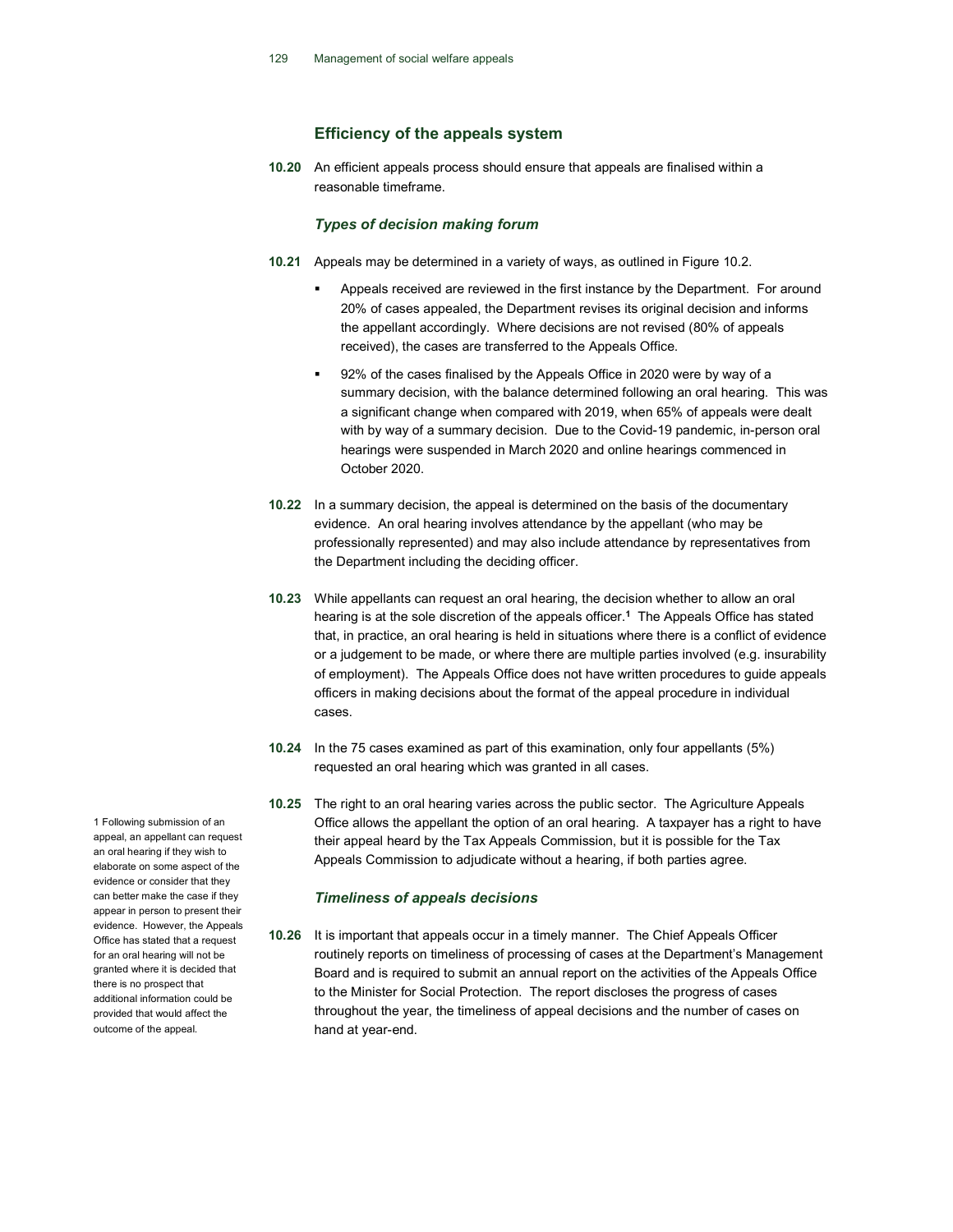### Efficiency of the appeals system

**10.20** An efficient appeals process should ensure that appeals are finalised within a reasonable timeframe.

#### *Types of decision making forum*

**10.21** Appeals may be determined in a variety of ways, as outlined in Figure 10.2.

- Appeals received are reviewed in the first instance by the Department. For around 20% of cases appealed, the Department revises its original decision and informs the appellant accordingly. Where decisions are not revised (80% of appeals received), the cases are transferred to the Appeals Office.
- 92% of the cases finalised by the Appeals Office in 2020 were by way of a summary decision, with the balance determined following an oral hearing. This was a significant change when compared with 2019, when 65% of appeals were dealt with by way of a summary decision. Due to the Covid-19 pandemic, in-person oral hearings were suspended in March 2020 and online hearings commenced in October 2020.

**10.22** In a summary decision, the appeal is determined on the basis of the documentary evidence. An oral hearing involves attendance by the appellant (who may be professionally represented) and may also include attendance by representatives from the Department including the deciding officer.

**10.23** While appellants can request an oral hearing, the decision whether to allow an oral hearing is at the sole discretion of the appeals officer.[1] The Appeals Office has stated that, in practice, an oral hearing is held in situations where there is a conflict of evidence or a judgement to be made, or where there are multiple parties involved (e.g. insurability of employment). The Appeals Office does not have written procedures to guide appeals officers in making decisions about the format of the appeal procedure in individual cases.

**10.24** In the 75 cases examined as part of this examination, only four appellants (5%) requested an oral hearing which was granted in all cases.

**10.25** The right to an oral hearing varies across the public sector. The Agriculture Appeals Office allows the appellant the option of an oral hearing. A taxpayer has a right to have their appeal heard by the Tax Appeals Commission, but it is possible for the Tax Appeals Commission to adjudicate without a hearing, if both parties agree.

#### *Timeliness of appeals decisions*

**10.26** It is important that appeals occur in a timely manner. The Chief Appeals Officer routinely reports on timeliness of processing of cases at the Department's Management Board and is required to submit an annual report on the activities of the Appeals Office to the Minister for Social Protection. The report discloses the progress of cases throughout the year, the timeliness of appeal decisions and the number of cases on hand at year-end.

1 Following submission of an appeal, an appellant can request an oral hearing if they wish to elaborate on some aspect of the evidence or consider that they can better make the case if they appear in person to present their evidence. However, the Appeals Office has stated that a request for an oral hearing will not be granted where it is decided that there is no prospect that additional information could be provided that would affect the outcome of the appeal.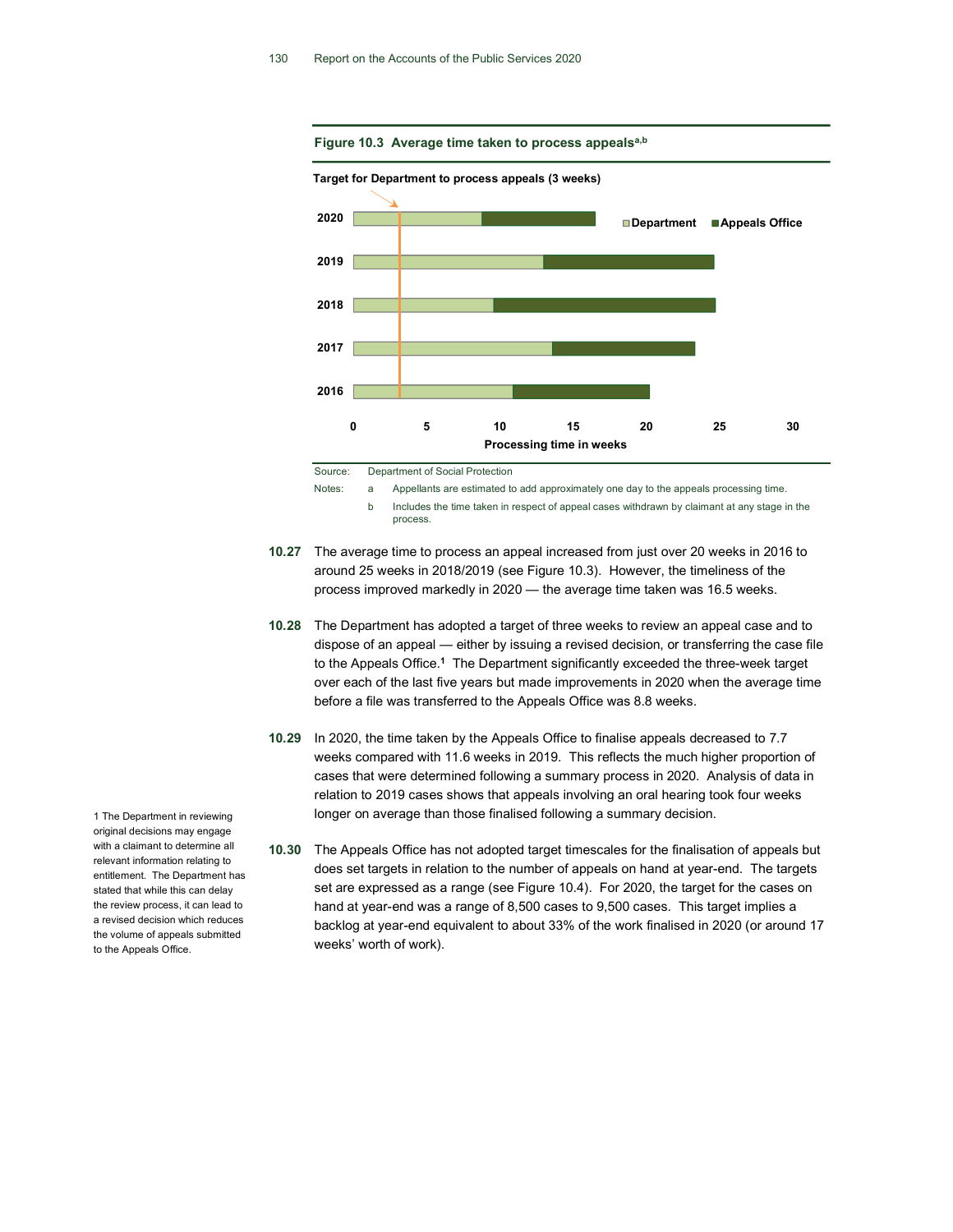**Figure 10.3 Average time taken to process appeals**[a,b]

**Target for Department to process appeals (3 weeks)**

Source: Department of Social Protection

Notes:
a Appellants are estimated to add approximately one day to the appeals processing time.
b Includes the time taken in respect of appeal cases withdrawn by claimant at any stage in the process.

**10.27** The average time to process an appeal increased from just over 20 weeks in 2016 to around 25 weeks in 2018/2019 (see Figure 10.3). However, the timeliness of the process improved markedly in 2020 — the average time taken was 16.5 weeks.

**10.28** The Department has adopted a target of three weeks to review an appeal case and to dispose of an appeal — either by issuing a revised decision, or transferring the case file to the Appeals Office.[1] The Department significantly exceeded the three-week target over each of the last five years but made improvements in 2020 when the average time before a file was transferred to the Appeals Office was 8.8 weeks.

**10.29** In 2020, the time taken by the Appeals Office to finalise appeals decreased to 7.7 weeks compared with 11.6 weeks in 2019. This reflects the much higher proportion of cases that were determined following a summary process in 2020. Analysis of data in relation to 2019 cases shows that appeals involving an oral hearing took four weeks longer on average than those finalised following a summary decision.

**10.30** The Appeals Office has not adopted target timescales for the finalisation of appeals but does set targets in relation to the number of appeals on hand at year-end. The targets set are expressed as a range (see Figure 10.4). For 2020, the target for the cases on hand at year-end was a range of 8,500 cases to 9,500 cases. This target implies a backlog at year-end equivalent to about 33% of the work finalised in 2020 (or around 17 weeks' worth of work).

1 The Department in reviewing original decisions may engage with a claimant to determine all relevant information relating to entitlement. The Department has stated that while this can delay the review process, it can lead to a revised decision which reduces the volume of appeals submitted to the Appeals Office.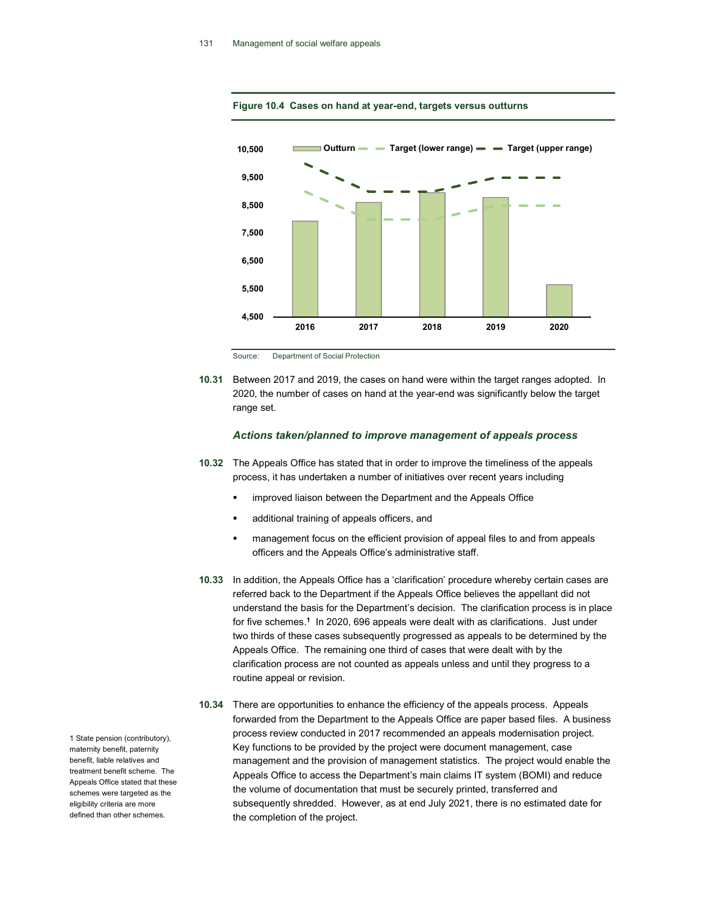**Figure 10.4 Cases on hand at year-end, targets versus outturns**

Source: Department of Social Protection

**10.31** Between 2017 and 2019, the cases on hand were within the target ranges adopted. In 2020, the number of cases on hand at the year-end was significantly below the target range set.

### *Actions taken/planned to improve management of appeals process*

**10.32** The Appeals Office has stated that in order to improve the timeliness of the appeals process, it has undertaken a number of initiatives over recent years including

- improved liaison between the Department and the Appeals Office
- additional training of appeals officers, and
- management focus on the efficient provision of appeal files to and from appeals officers and the Appeals Office's administrative staff.

**10.33** In addition, the Appeals Office has a 'clarification' procedure whereby certain cases are referred back to the Department if the Appeals Office believes the appellant did not understand the basis for the Department's decision. The clarification process is in place for five schemes.[1] In 2020, 696 appeals were dealt with as clarifications. Just under two thirds of these cases subsequently progressed as appeals to be determined by the Appeals Office. The remaining one third of cases that were dealt with by the clarification process are not counted as appeals unless and until they progress to a routine appeal or revision.

**10.34** There are opportunities to enhance the efficiency of the appeals process. Appeals forwarded from the Department to the Appeals Office are paper based files. A business process review conducted in 2017 recommended an appeals modernisation project. Key functions to be provided by the project were document management, case management and the provision of management statistics. The project would enable the Appeals Office to access the Department's main claims IT system (BOMI) and reduce the volume of documentation that must be securely printed, transferred and subsequently shredded. However, as at end July 2021, there is no estimated date for the completion of the project.

1 State pension (contributory), maternity benefit, paternity benefit, liable relatives and treatment benefit scheme. The Appeals Office stated that these schemes were targeted as the eligibility criteria are more defined than other schemes.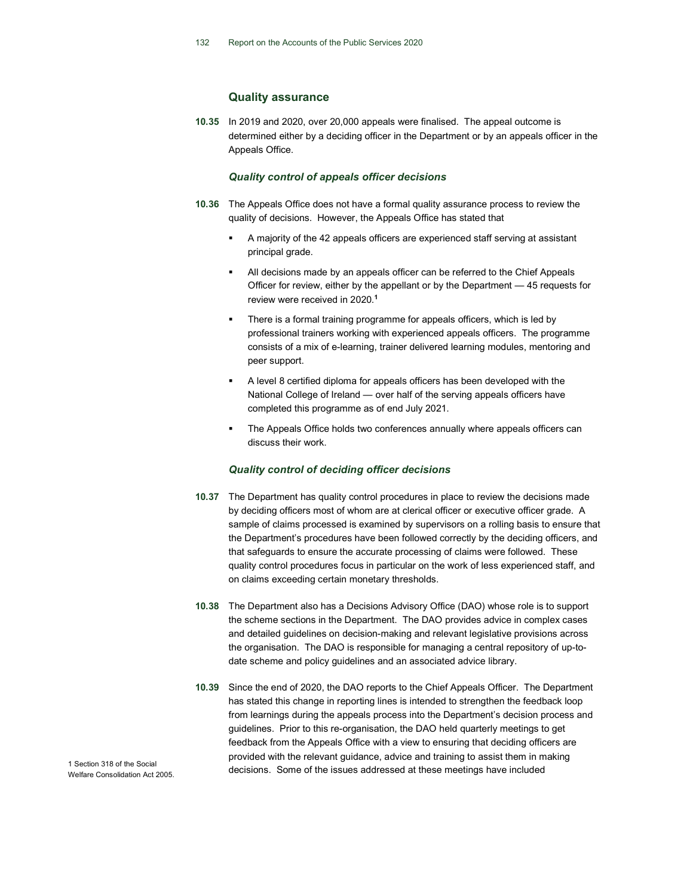### Quality assurance

**10.35** In 2019 and 2020, over 20,000 appeals were finalised. The appeal outcome is determined either by a deciding officer in the Department or by an appeals officer in the Appeals Office.

#### *Quality control of appeals officer decisions*

**10.36** The Appeals Office does not have a formal quality assurance process to review the quality of decisions. However, the Appeals Office has stated that

- A majority of the 42 appeals officers are experienced staff serving at assistant principal grade.
- All decisions made by an appeals officer can be referred to the Chief Appeals Officer for review, either by the appellant or by the Department — 45 requests for review were received in 2020.[1]
- There is a formal training programme for appeals officers, which is led by professional trainers working with experienced appeals officers. The programme consists of a mix of e-learning, trainer delivered learning modules, mentoring and peer support.
- A level 8 certified diploma for appeals officers has been developed with the National College of Ireland — over half of the serving appeals officers have completed this programme as of end July 2021.
- The Appeals Office holds two conferences annually where appeals officers can discuss their work.

#### *Quality control of deciding officer decisions*

**10.37** The Department has quality control procedures in place to review the decisions made by deciding officers most of whom are at clerical officer or executive officer grade. A sample of claims processed is examined by supervisors on a rolling basis to ensure that the Department's procedures have been followed correctly by the deciding officers, and that safeguards to ensure the accurate processing of claims were followed. These quality control procedures focus in particular on the work of less experienced staff, and on claims exceeding certain monetary thresholds.

**10.38** The Department also has a Decisions Advisory Office (DAO) whose role is to support the scheme sections in the Department. The DAO provides advice in complex cases and detailed guidelines on decision-making and relevant legislative provisions across the organisation. The DAO is responsible for managing a central repository of up-to-date scheme and policy guidelines and an associated advice library.

**10.39** Since the end of 2020, the DAO reports to the Chief Appeals Officer. The Department has stated this change in reporting lines is intended to strengthen the feedback loop from learnings during the appeals process into the Department's decision process and guidelines. Prior to this re-organisation, the DAO held quarterly meetings to get feedback from the Appeals Office with a view to ensuring that deciding officers are provided with the relevant guidance, advice and training to assist them in making decisions. Some of the issues addressed at these meetings have included

1 Section 318 of the Social Welfare Consolidation Act 2005.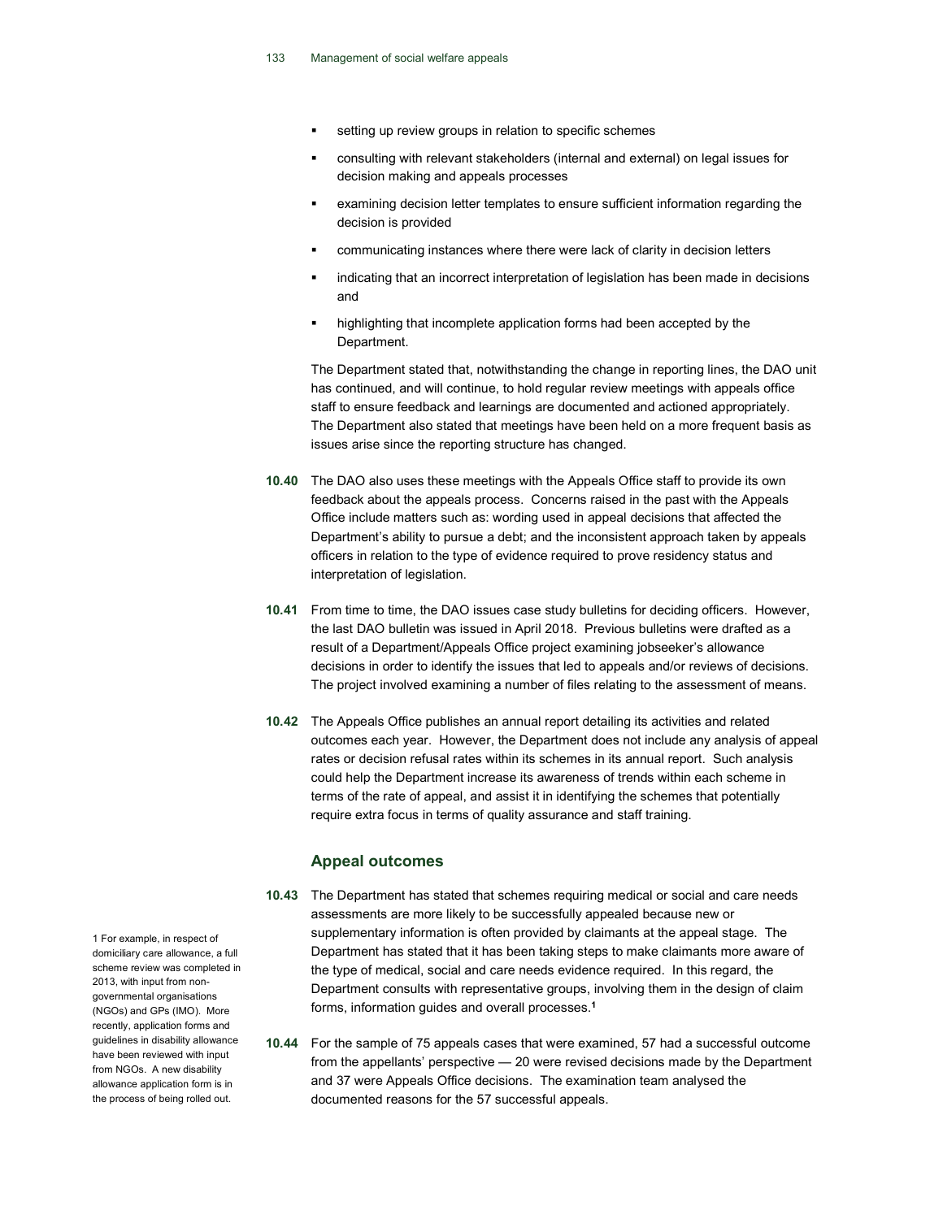- setting up review groups in relation to specific schemes
- consulting with relevant stakeholders (internal and external) on legal issues for decision making and appeals processes
- examining decision letter templates to ensure sufficient information regarding the decision is provided
- communicating instances where there were lack of clarity in decision letters
- indicating that an incorrect interpretation of legislation has been made in decisions and
- highlighting that incomplete application forms had been accepted by the Department.

The Department stated that, notwithstanding the change in reporting lines, the DAO unit has continued, and will continue, to hold regular review meetings with appeals office staff to ensure feedback and learnings are documented and actioned appropriately. The Department also stated that meetings have been held on a more frequent basis as issues arise since the reporting structure has changed.

**10.40** The DAO also uses these meetings with the Appeals Office staff to provide its own feedback about the appeals process. Concerns raised in the past with the Appeals Office include matters such as: wording used in appeal decisions that affected the Department's ability to pursue a debt; and the inconsistent approach taken by appeals officers in relation to the type of evidence required to prove residency status and interpretation of legislation.

**10.41** From time to time, the DAO issues case study bulletins for deciding officers. However, the last DAO bulletin was issued in April 2018. Previous bulletins were drafted as a result of a Department/Appeals Office project examining jobseeker's allowance decisions in order to identify the issues that led to appeals and/or reviews of decisions. The project involved examining a number of files relating to the assessment of means.

**10.42** The Appeals Office publishes an annual report detailing its activities and related outcomes each year. However, the Department does not include any analysis of appeal rates or decision refusal rates within its schemes in its annual report. Such analysis could help the Department increase its awareness of trends within each scheme in terms of the rate of appeal, and assist it in identifying the schemes that potentially require extra focus in terms of quality assurance and staff training.

### Appeal outcomes

**10.43** The Department has stated that schemes requiring medical or social and care needs assessments are more likely to be successfully appealed because new or supplementary information is often provided by claimants at the appeal stage. The Department has stated that it has been taking steps to make claimants more aware of the type of medical, social and care needs evidence required. In this regard, the Department consults with representative groups, involving them in the design of claim forms, information guides and overall processes.[1]

**10.44** For the sample of 75 appeals cases that were examined, 57 had a successful outcome from the appellants' perspective — 20 were revised decisions made by the Department and 37 were Appeals Office decisions. The examination team analysed the documented reasons for the 57 successful appeals.

1 For example, in respect of domiciliary care allowance, a full scheme review was completed in 2013, with input from non-governmental organisations (NGOs) and GPs (IMO). More recently, application forms and guidelines in disability allowance have been reviewed with input from NGOs. A new disability allowance application form is in the process of being rolled out.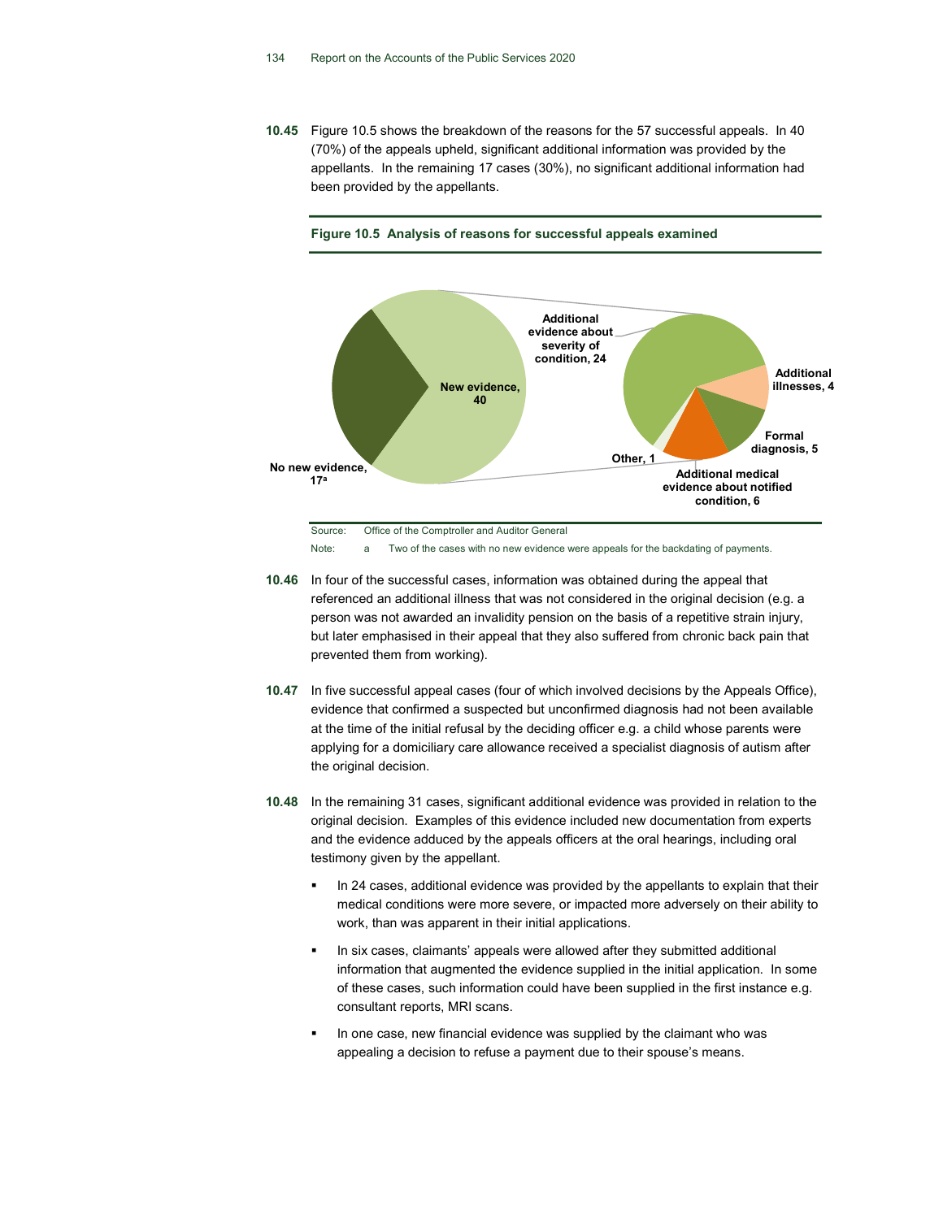**10.45** Figure 10.5 shows the breakdown of the reasons for the 57 successful appeals. In 40 (70%) of the appeals upheld, significant additional information was provided by the appellants. In the remaining 17 cases (30%), no significant additional information had been provided by the appellants.

**Figure 10.5 Analysis of reasons for successful appeals examined**

| Category | Number |
|---|---|
| New evidence | 40 |
| No new evidence | 17[a] |

Breakdown of new evidence:

| Reason | Number |
|---|---|
| Additional evidence about severity of condition | 24 |
| Additional illnesses | 4 |
| Formal diagnosis | 5 |
| Additional medical evidence about notified condition | 6 |
| Other | 1 |

Source: Office of the Comptroller and Auditor General

Note: a Two of the cases with no new evidence were appeals for the backdating of payments.

**10.46** In four of the successful cases, information was obtained during the appeal that referenced an additional illness that was not considered in the original decision (e.g. a person was not awarded an invalidity pension on the basis of a repetitive strain injury, but later emphasised in their appeal that they also suffered from chronic back pain that prevented them from working).

**10.47** In five successful appeal cases (four of which involved decisions by the Appeals Office), evidence that confirmed a suspected but unconfirmed diagnosis had not been available at the time of the initial refusal by the deciding officer e.g. a child whose parents were applying for a domiciliary care allowance received a specialist diagnosis of autism after the original decision.

**10.48** In the remaining 31 cases, significant additional evidence was provided in relation to the original decision. Examples of this evidence included new documentation from experts and the evidence adduced by the appeals officers at the oral hearings, including oral testimony given by the appellant.

- In 24 cases, additional evidence was provided by the appellants to explain that their medical conditions were more severe, or impacted more adversely on their ability to work, than was apparent in their initial applications.
- In six cases, claimants' appeals were allowed after they submitted additional information that augmented the evidence supplied in the initial application. In some of these cases, such information could have been supplied in the first instance e.g. consultant reports, MRI scans.
- In one case, new financial evidence was supplied by the claimant who was appealing a decision to refuse a payment due to their spouse's means.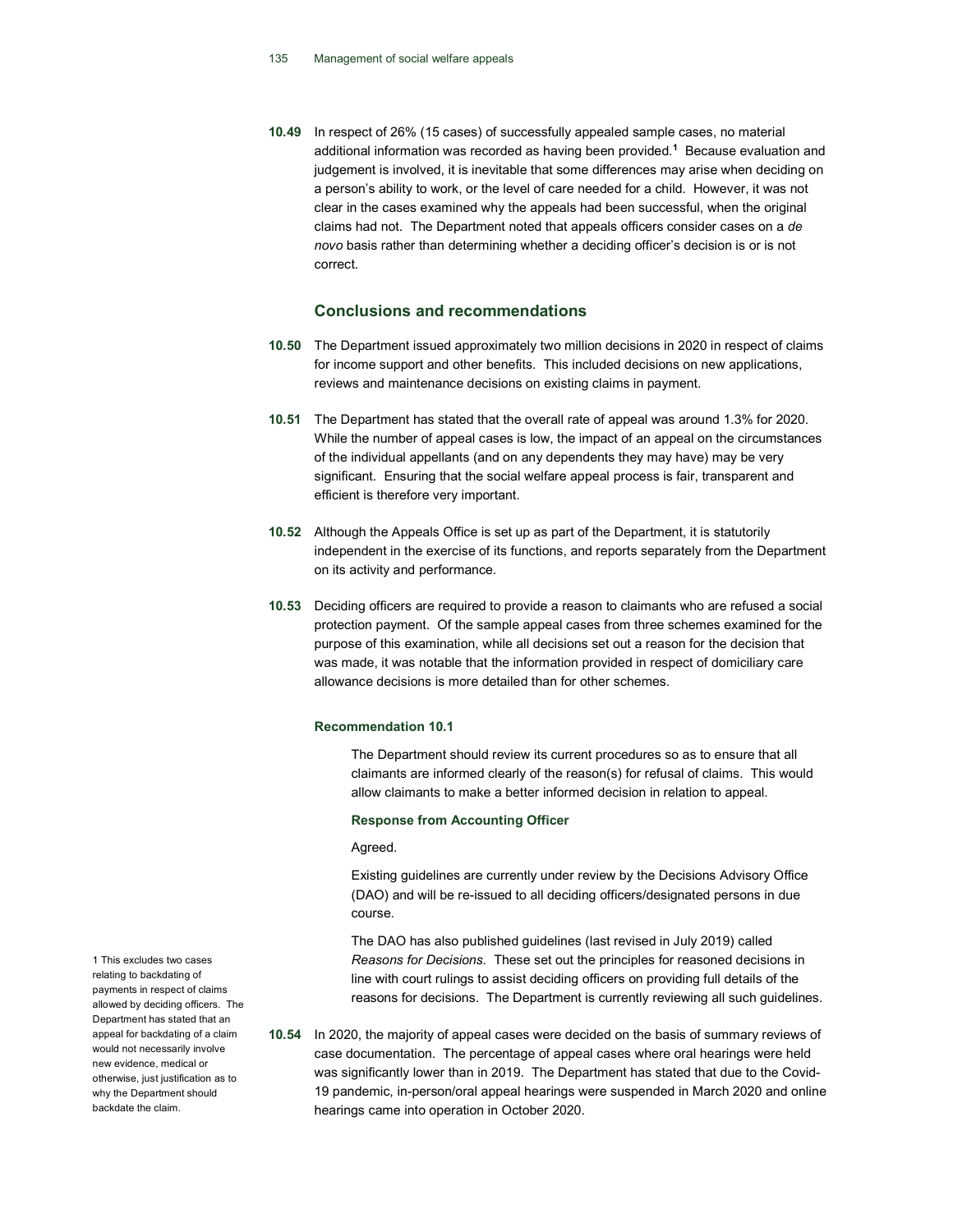**10.49** In respect of 26% (15 cases) of successfully appealed sample cases, no material additional information was recorded as having been provided.[1] Because evaluation and judgement is involved, it is inevitable that some differences may arise when deciding on a person's ability to work, or the level of care needed for a child. However, it was not clear in the cases examined why the appeals had been successful, when the original claims had not. The Department noted that appeals officers consider cases on a *de novo* basis rather than determining whether a deciding officer's decision is or is not correct.

## Conclusions and recommendations

**10.50** The Department issued approximately two million decisions in 2020 in respect of claims for income support and other benefits. This included decisions on new applications, reviews and maintenance decisions on existing claims in payment.

**10.51** The Department has stated that the overall rate of appeal was around 1.3% for 2020. While the number of appeal cases is low, the impact of an appeal on the circumstances of the individual appellants (and on any dependents they may have) may be very significant. Ensuring that the social welfare appeal process is fair, transparent and efficient is therefore very important.

**10.52** Although the Appeals Office is set up as part of the Department, it is statutorily independent in the exercise of its functions, and reports separately from the Department on its activity and performance.

**10.53** Deciding officers are required to provide a reason to claimants who are refused a social protection payment. Of the sample appeal cases from three schemes examined for the purpose of this examination, while all decisions set out a reason for the decision that was made, it was notable that the information provided in respect of domiciliary care allowance decisions is more detailed than for other schemes.

### Recommendation 10.1

The Department should review its current procedures so as to ensure that all claimants are informed clearly of the reason(s) for refusal of claims. This would allow claimants to make a better informed decision in relation to appeal.

#### Response from Accounting Officer

Agreed.

Existing guidelines are currently under review by the Decisions Advisory Office (DAO) and will be re-issued to all deciding officers/designated persons in due course.

The DAO has also published guidelines (last revised in July 2019) called *Reasons for Decisions*. These set out the principles for reasoned decisions in line with court rulings to assist deciding officers on providing full details of the reasons for decisions. The Department is currently reviewing all such guidelines.

**10.54** In 2020, the majority of appeal cases were decided on the basis of summary reviews of case documentation. The percentage of appeal cases where oral hearings were held was significantly lower than in 2019. The Department has stated that due to the Covid-19 pandemic, in-person/oral appeal hearings were suspended in March 2020 and online hearings came into operation in October 2020.

[1] This excludes two cases relating to backdating of payments in respect of claims allowed by deciding officers. The Department has stated that an appeal for backdating of a claim would not necessarily involve new evidence, medical or otherwise, just justification as to why the Department should backdate the claim.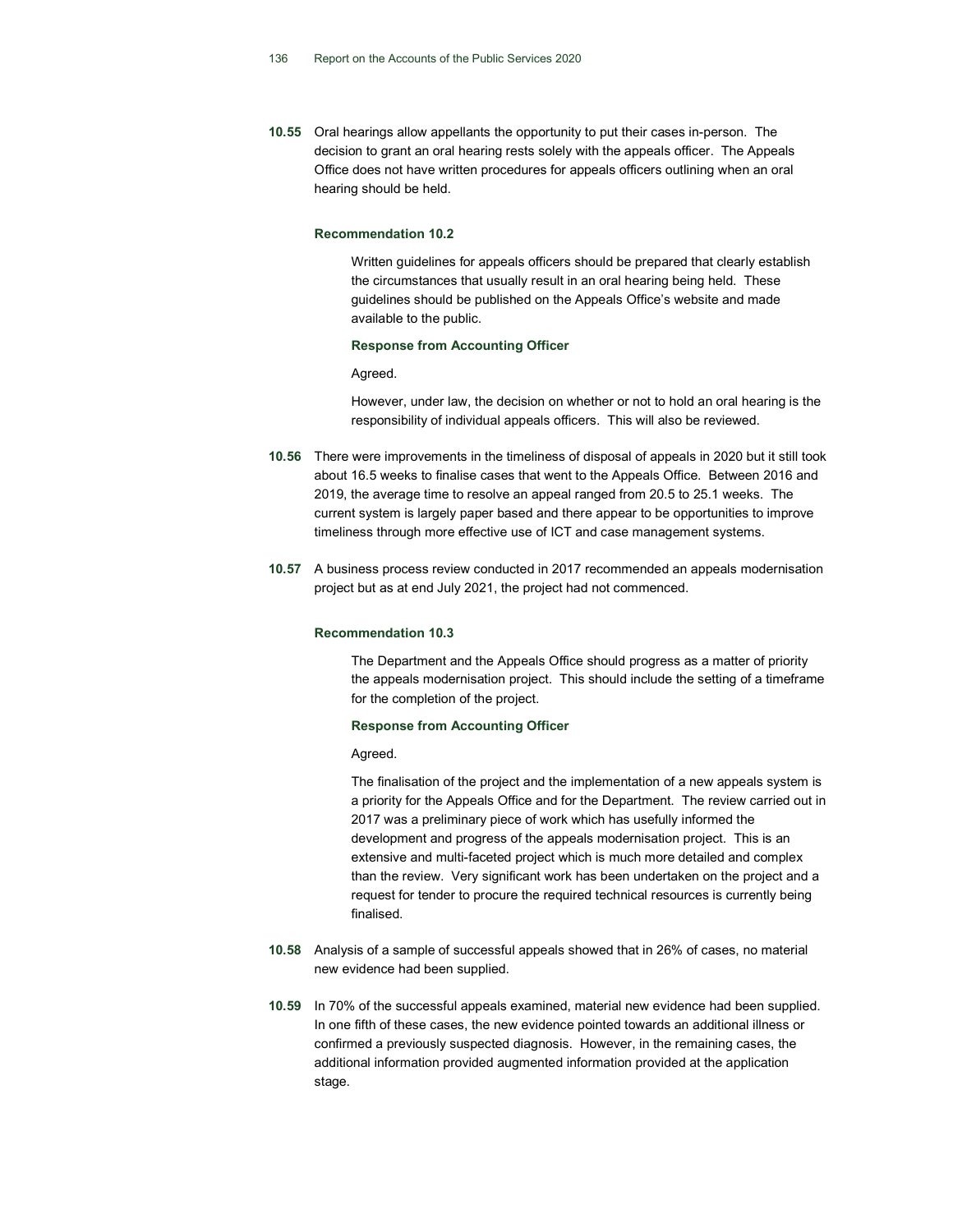**10.55** Oral hearings allow appellants the opportunity to put their cases in-person. The decision to grant an oral hearing rests solely with the appeals officer. The Appeals Office does not have written procedures for appeals officers outlining when an oral hearing should be held.

**Recommendation 10.2**

> Written guidelines for appeals officers should be prepared that clearly establish the circumstances that usually result in an oral hearing being held. These guidelines should be published on the Appeals Office's website and made available to the public.
>
> **Response from Accounting Officer**
>
> Agreed.
>
> However, under law, the decision on whether or not to hold an oral hearing is the responsibility of individual appeals officers. This will also be reviewed.

**10.56** There were improvements in the timeliness of disposal of appeals in 2020 but it still took about 16.5 weeks to finalise cases that went to the Appeals Office. Between 2016 and 2019, the average time to resolve an appeal ranged from 20.5 to 25.1 weeks. The current system is largely paper based and there appear to be opportunities to improve timeliness through more effective use of ICT and case management systems.

**10.57** A business process review conducted in 2017 recommended an appeals modernisation project but as at end July 2021, the project had not commenced.

**Recommendation 10.3**

> The Department and the Appeals Office should progress as a matter of priority the appeals modernisation project. This should include the setting of a timeframe for the completion of the project.
>
> **Response from Accounting Officer**
>
> Agreed.
>
> The finalisation of the project and the implementation of a new appeals system is a priority for the Appeals Office and for the Department. The review carried out in 2017 was a preliminary piece of work which has usefully informed the development and progress of the appeals modernisation project. This is an extensive and multi-faceted project which is much more detailed and complex than the review. Very significant work has been undertaken on the project and a request for tender to procure the required technical resources is currently being finalised.

**10.58** Analysis of a sample of successful appeals showed that in 26% of cases, no material new evidence had been supplied.

**10.59** In 70% of the successful appeals examined, material new evidence had been supplied. In one fifth of these cases, the new evidence pointed towards an additional illness or confirmed a previously suspected diagnosis. However, in the remaining cases, the additional information provided augmented information provided at the application stage.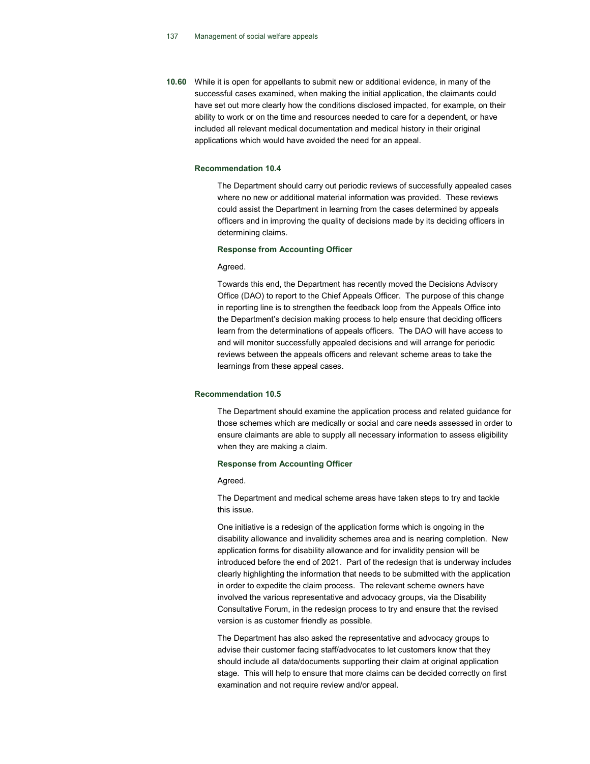**10.60** While it is open for appellants to submit new or additional evidence, in many of the successful cases examined, when making the initial application, the claimants could have set out more clearly how the conditions disclosed impacted, for example, on their ability to work or on the time and resources needed to care for a dependent, or have included all relevant medical documentation and medical history in their original applications which would have avoided the need for an appeal.

#### Recommendation 10.4

The Department should carry out periodic reviews of successfully appealed cases where no new or additional material information was provided. These reviews could assist the Department in learning from the cases determined by appeals officers and in improving the quality of decisions made by its deciding officers in determining claims.

**Response from Accounting Officer**

Agreed.

Towards this end, the Department has recently moved the Decisions Advisory Office (DAO) to report to the Chief Appeals Officer. The purpose of this change in reporting line is to strengthen the feedback loop from the Appeals Office into the Department's decision making process to help ensure that deciding officers learn from the determinations of appeals officers. The DAO will have access to and will monitor successfully appealed decisions and will arrange for periodic reviews between the appeals officers and relevant scheme areas to take the learnings from these appeal cases.

#### Recommendation 10.5

The Department should examine the application process and related guidance for those schemes which are medically or social and care needs assessed in order to ensure claimants are able to supply all necessary information to assess eligibility when they are making a claim.

**Response from Accounting Officer**

Agreed.

The Department and medical scheme areas have taken steps to try and tackle this issue.

One initiative is a redesign of the application forms which is ongoing in the disability allowance and invalidity schemes area and is nearing completion. New application forms for disability allowance and for invalidity pension will be introduced before the end of 2021. Part of the redesign that is underway includes clearly highlighting the information that needs to be submitted with the application in order to expedite the claim process. The relevant scheme owners have involved the various representative and advocacy groups, via the Disability Consultative Forum, in the redesign process to try and ensure that the revised version is as customer friendly as possible.

The Department has also asked the representative and advocacy groups to advise their customer facing staff/advocates to let customers know that they should include all data/documents supporting their claim at original application stage. This will help to ensure that more claims can be decided correctly on first examination and not require review and/or appeal.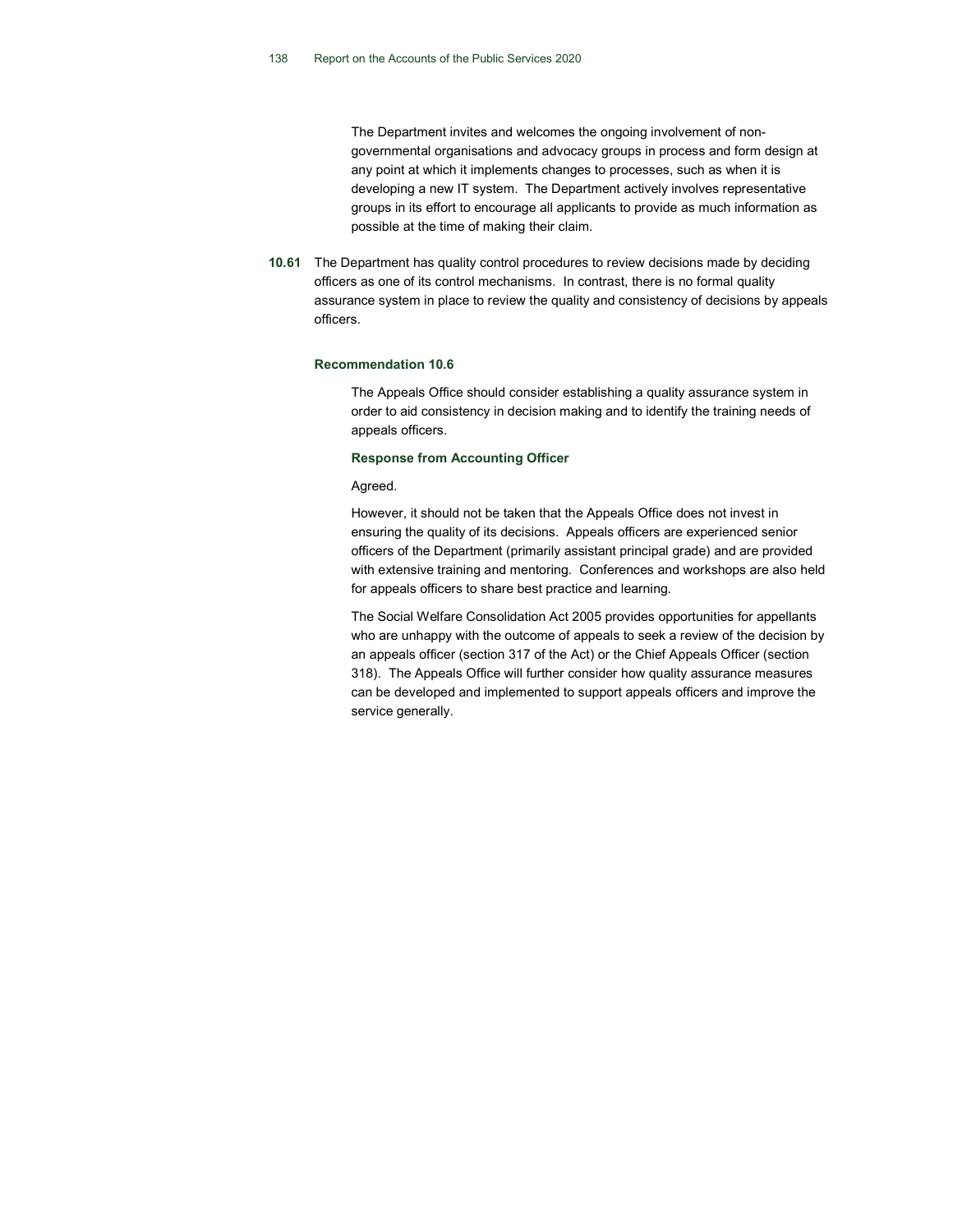The Department invites and welcomes the ongoing involvement of non-governmental organisations and advocacy groups in process and form design at any point at which it implements changes to processes, such as when it is developing a new IT system. The Department actively involves representative groups in its effort to encourage all applicants to provide as much information as possible at the time of making their claim.

**10.61** The Department has quality control procedures to review decisions made by deciding officers as one of its control mechanisms. In contrast, there is no formal quality assurance system in place to review the quality and consistency of decisions by appeals officers.

**Recommendation 10.6**

The Appeals Office should consider establishing a quality assurance system in order to aid consistency in decision making and to identify the training needs of appeals officers.

**Response from Accounting Officer**

Agreed.

However, it should not be taken that the Appeals Office does not invest in ensuring the quality of its decisions. Appeals officers are experienced senior officers of the Department (primarily assistant principal grade) and are provided with extensive training and mentoring. Conferences and workshops are also held for appeals officers to share best practice and learning.

The Social Welfare Consolidation Act 2005 provides opportunities for appellants who are unhappy with the outcome of appeals to seek a review of the decision by an appeals officer (section 317 of the Act) or the Chief Appeals Officer (section 318). The Appeals Office will further consider how quality assurance measures can be developed and implemented to support appeals officers and improve the service generally.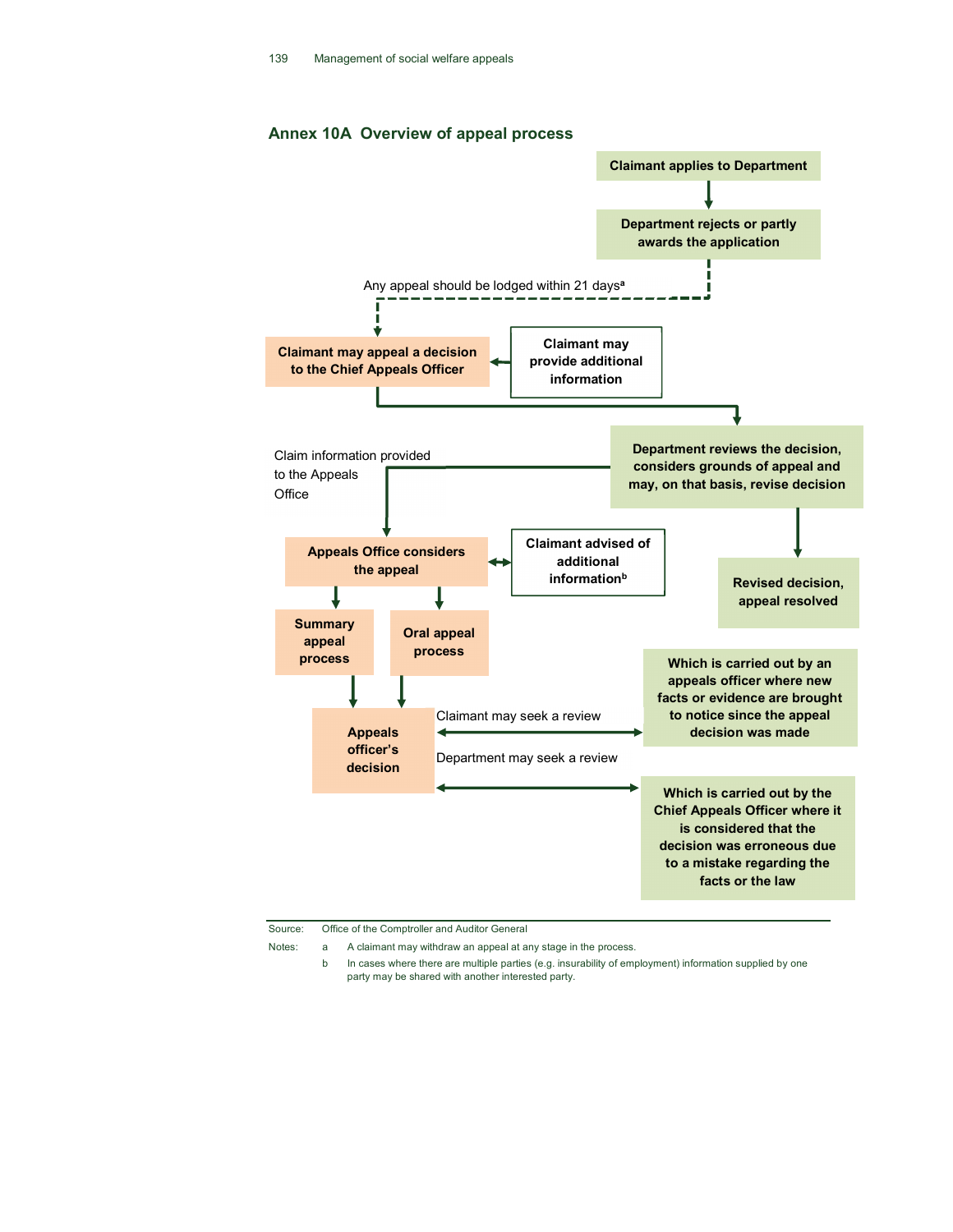## Annex 10A Overview of appeal process

**Claimant applies to Department**

↓

**Department rejects or partly awards the application**

Any appeal should be lodged within 21 days[a]

**Claimant may appeal a decision to the Chief Appeals Officer** ← **Claimant may provide additional information**

**Department reviews the decision, considers grounds of appeal and may, on that basis, revise decision**

↓

**Revised decision, appeal resolved**

Claim information provided to the Appeals Office

**Appeals Office considers the appeal** ↔ **Claimant advised of additional information[b]**

**Summary appeal process**

**Oral appeal process**

**Appeals officer's decision**

Claimant may seek a review ↔ **Which is carried out by an appeals officer where new facts or evidence are brought to notice since the appeal decision was made**

Department may seek a review ↔ **Which is carried out by the Chief Appeals Officer where it is considered that the decision was erroneous due to a mistake regarding the facts or the law**

Source: Office of the Comptroller and Auditor General

Notes:
a A claimant may withdraw an appeal at any stage in the process.
b In cases where there are multiple parties (e.g. insurability of employment) information supplied by one party may be shared with another interested party.